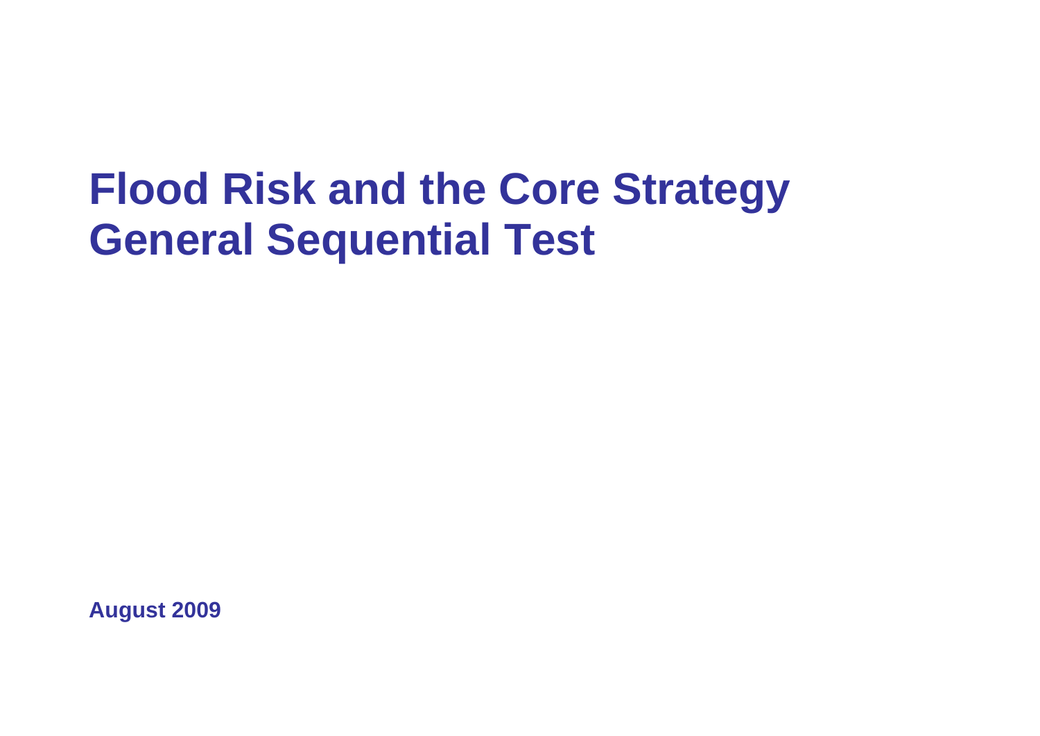# Flood Risk and the Core Strategy General Sequential Test

**August 2009**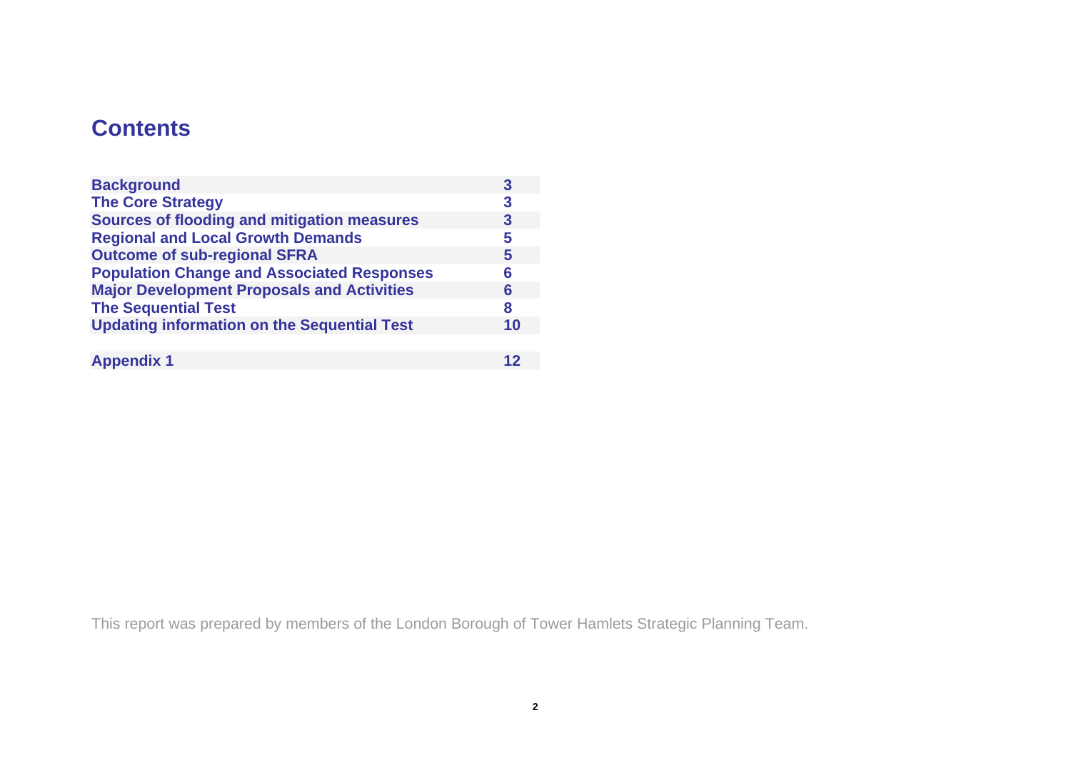# Contents

| | |
|---|---|
| **Background** | **3** |
| **The Core Strategy** | **3** |
| **Sources of flooding and mitigation measures** | **3** |
| **Regional and Local Growth Demands** | **5** |
| **Outcome of sub-regional SFRA** | **5** |
| **Population Change and Associated Responses** | **6** |
| **Major Development Proposals and Activities** | **6** |
| **The Sequential Test** | **8** |
| **Updating information on the Sequential Test** | **10** |
| | |
| **Appendix 1** | **12** |

This report was prepared by members of the London Borough of Tower Hamlets Strategic Planning Team.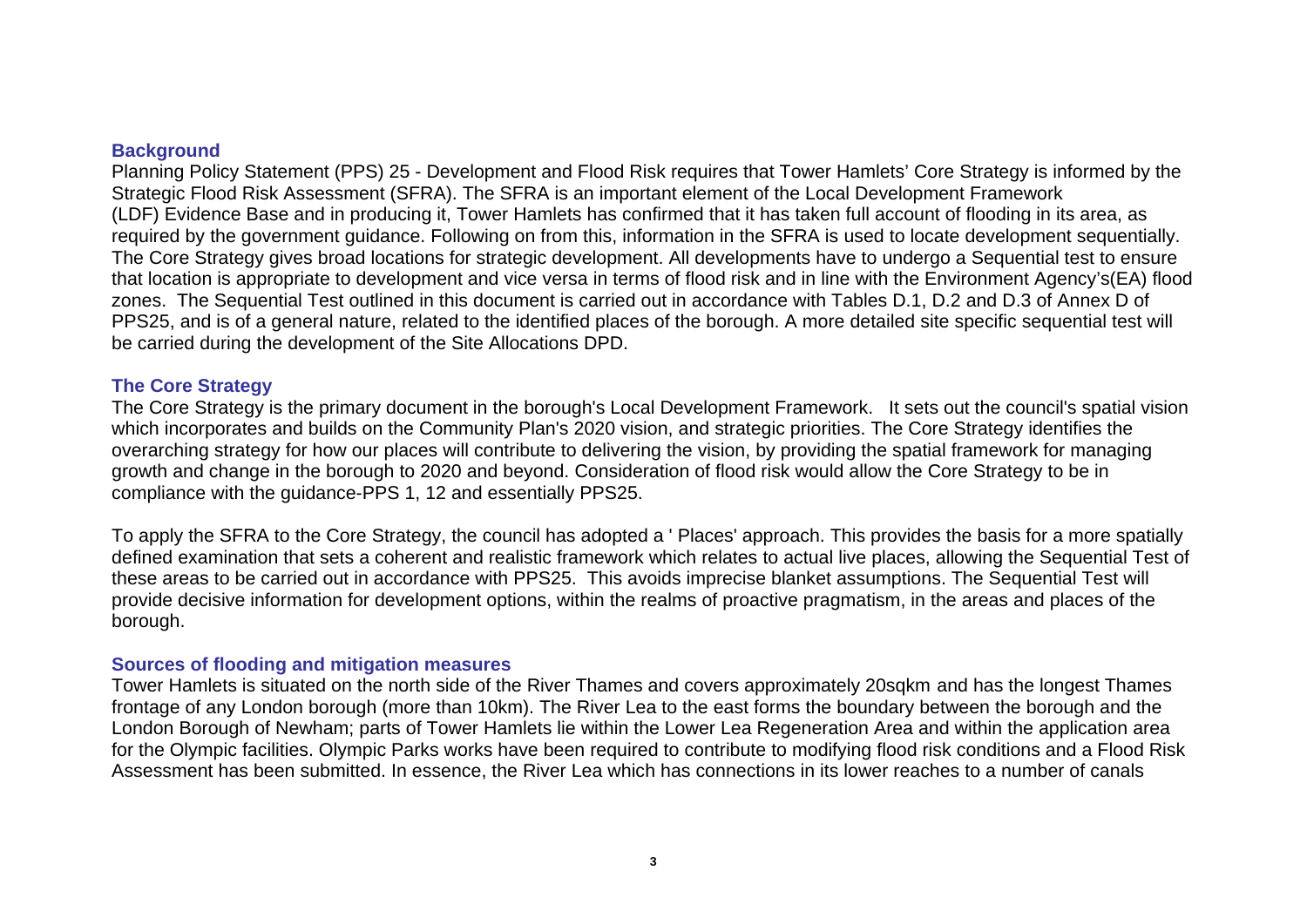## Background

Planning Policy Statement (PPS) 25 - Development and Flood Risk requires that Tower Hamlets' Core Strategy is informed by the Strategic Flood Risk Assessment (SFRA). The SFRA is an important element of the Local Development Framework (LDF) Evidence Base and in producing it, Tower Hamlets has confirmed that it has taken full account of flooding in its area, as required by the government guidance. Following on from this, information in the SFRA is used to locate development sequentially. The Core Strategy gives broad locations for strategic development. All developments have to undergo a Sequential test to ensure that location is appropriate to development and vice versa in terms of flood risk and in line with the Environment Agency's(EA) flood zones. The Sequential Test outlined in this document is carried out in accordance with Tables D.1, D.2 and D.3 of Annex D of PPS25, and is of a general nature, related to the identified places of the borough. A more detailed site specific sequential test will be carried during the development of the Site Allocations DPD.

## The Core Strategy

The Core Strategy is the primary document in the borough's Local Development Framework. It sets out the council's spatial vision which incorporates and builds on the Community Plan's 2020 vision, and strategic priorities. The Core Strategy identifies the overarching strategy for how our places will contribute to delivering the vision, by providing the spatial framework for managing growth and change in the borough to 2020 and beyond. Consideration of flood risk would allow the Core Strategy to be in compliance with the guidance-PPS 1, 12 and essentially PPS25.

To apply the SFRA to the Core Strategy, the council has adopted a ' Places' approach. This provides the basis for a more spatially defined examination that sets a coherent and realistic framework which relates to actual live places, allowing the Sequential Test of these areas to be carried out in accordance with PPS25. This avoids imprecise blanket assumptions. The Sequential Test will provide decisive information for development options, within the realms of proactive pragmatism, in the areas and places of the borough.

## Sources of flooding and mitigation measures

Tower Hamlets is situated on the north side of the River Thames and covers approximately 20sqkm and has the longest Thames frontage of any London borough (more than 10km). The River Lea to the east forms the boundary between the borough and the London Borough of Newham; parts of Tower Hamlets lie within the Lower Lea Regeneration Area and within the application area for the Olympic facilities. Olympic Parks works have been required to contribute to modifying flood risk conditions and a Flood Risk Assessment has been submitted. In essence, the River Lea which has connections in its lower reaches to a number of canals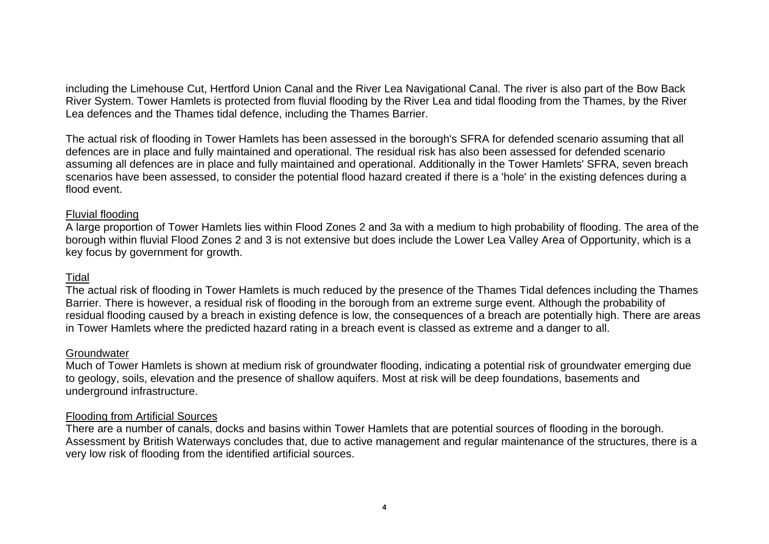including the Limehouse Cut, Hertford Union Canal and the River Lea Navigational Canal. The river is also part of the Bow Back River System. Tower Hamlets is protected from fluvial flooding by the River Lea and tidal flooding from the Thames, by the River Lea defences and the Thames tidal defence, including the Thames Barrier.

The actual risk of flooding in Tower Hamlets has been assessed in the borough's SFRA for defended scenario assuming that all defences are in place and fully maintained and operational. The residual risk has also been assessed for defended scenario assuming all defences are in place and fully maintained and operational. Additionally in the Tower Hamlets' SFRA, seven breach scenarios have been assessed, to consider the potential flood hazard created if there is a 'hole' in the existing defences during a flood event.

<u>Fluvial flooding</u>
A large proportion of Tower Hamlets lies within Flood Zones 2 and 3a with a medium to high probability of flooding. The area of the borough within fluvial Flood Zones 2 and 3 is not extensive but does include the Lower Lea Valley Area of Opportunity, which is a key focus by government for growth.

<u>Tidal</u>
The actual risk of flooding in Tower Hamlets is much reduced by the presence of the Thames Tidal defences including the Thames Barrier. There is however, a residual risk of flooding in the borough from an extreme surge event. Although the probability of residual flooding caused by a breach in existing defence is low, the consequences of a breach are potentially high. There are areas in Tower Hamlets where the predicted hazard rating in a breach event is classed as extreme and a danger to all.

<u>Groundwater</u>
Much of Tower Hamlets is shown at medium risk of groundwater flooding, indicating a potential risk of groundwater emerging due to geology, soils, elevation and the presence of shallow aquifers. Most at risk will be deep foundations, basements and underground infrastructure.

<u>Flooding from Artificial Sources</u>
There are a number of canals, docks and basins within Tower Hamlets that are potential sources of flooding in the borough. Assessment by British Waterways concludes that, due to active management and regular maintenance of the structures, there is a very low risk of flooding from the identified artificial sources.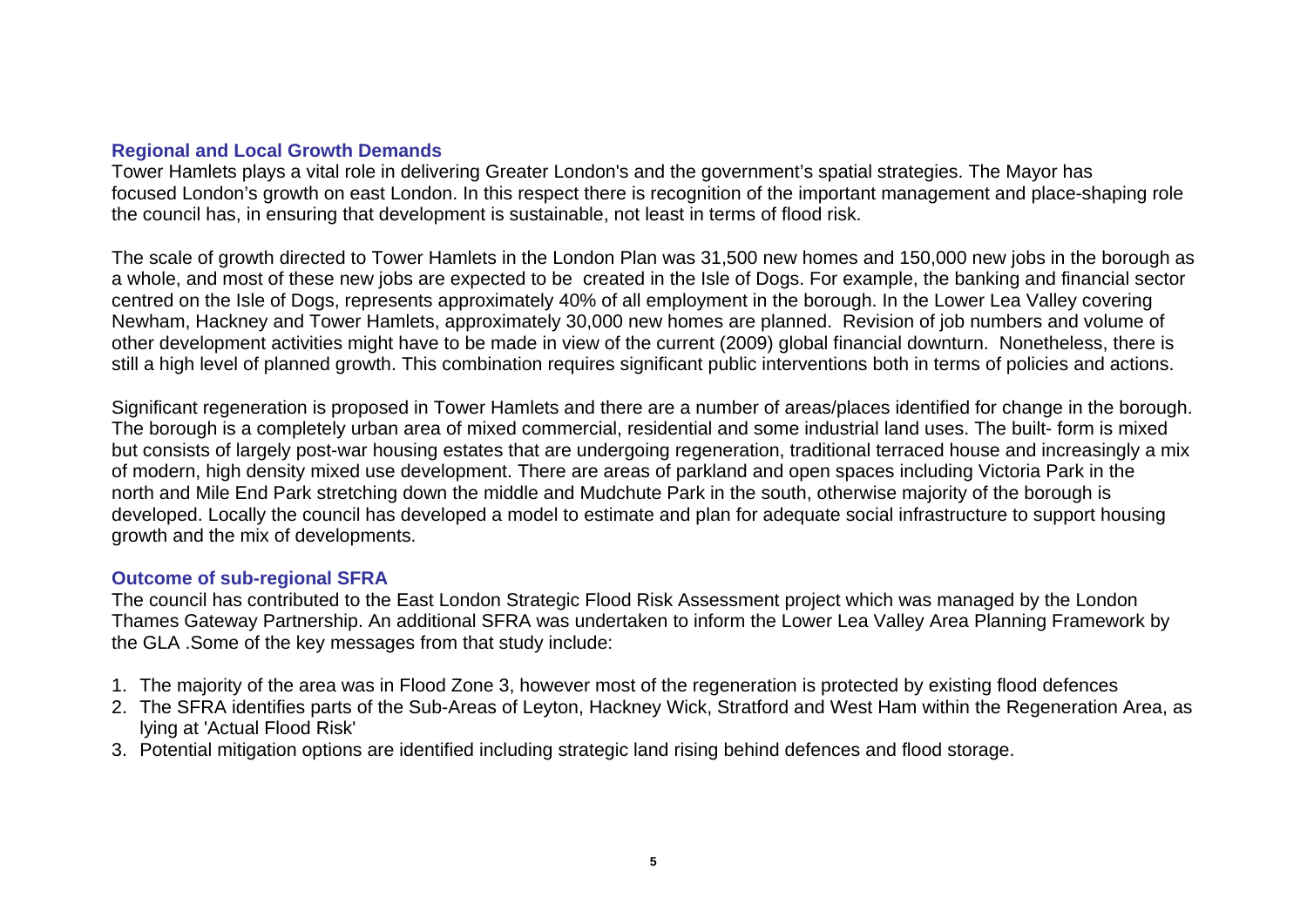## Regional and Local Growth Demands

Tower Hamlets plays a vital role in delivering Greater London's and the government's spatial strategies. The Mayor has focused London's growth on east London. In this respect there is recognition of the important management and place-shaping role the council has, in ensuring that development is sustainable, not least in terms of flood risk.

The scale of growth directed to Tower Hamlets in the London Plan was 31,500 new homes and 150,000 new jobs in the borough as a whole, and most of these new jobs are expected to be created in the Isle of Dogs. For example, the banking and financial sector centred on the Isle of Dogs, represents approximately 40% of all employment in the borough. In the Lower Lea Valley covering Newham, Hackney and Tower Hamlets, approximately 30,000 new homes are planned. Revision of job numbers and volume of other development activities might have to be made in view of the current (2009) global financial downturn. Nonetheless, there is still a high level of planned growth. This combination requires significant public interventions both in terms of policies and actions.

Significant regeneration is proposed in Tower Hamlets and there are a number of areas/places identified for change in the borough. The borough is a completely urban area of mixed commercial, residential and some industrial land uses. The built- form is mixed but consists of largely post-war housing estates that are undergoing regeneration, traditional terraced house and increasingly a mix of modern, high density mixed use development. There are areas of parkland and open spaces including Victoria Park in the north and Mile End Park stretching down the middle and Mudchute Park in the south, otherwise majority of the borough is developed. Locally the council has developed a model to estimate and plan for adequate social infrastructure to support housing growth and the mix of developments.

## Outcome of sub-regional SFRA

The council has contributed to the East London Strategic Flood Risk Assessment project which was managed by the London Thames Gateway Partnership. An additional SFRA was undertaken to inform the Lower Lea Valley Area Planning Framework by the GLA .Some of the key messages from that study include:

1. The majority of the area was in Flood Zone 3, however most of the regeneration is protected by existing flood defences
2. The SFRA identifies parts of the Sub-Areas of Leyton, Hackney Wick, Stratford and West Ham within the Regeneration Area, as lying at 'Actual Flood Risk'
3. Potential mitigation options are identified including strategic land rising behind defences and flood storage.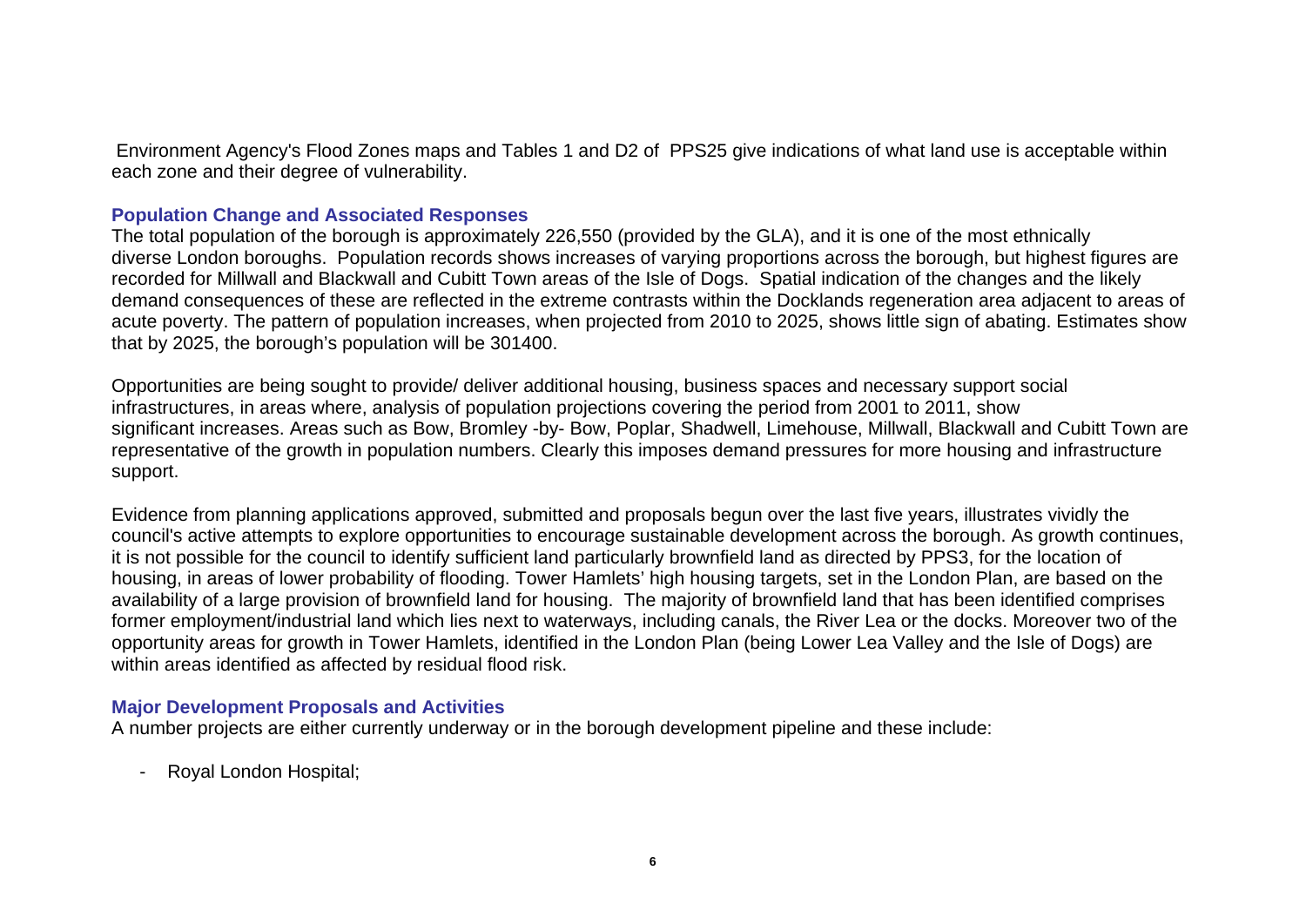Environment Agency's Flood Zones maps and Tables 1 and D2 of PPS25 give indications of what land use is acceptable within each zone and their degree of vulnerability.

## Population Change and Associated Responses

The total population of the borough is approximately 226,550 (provided by the GLA), and it is one of the most ethnically diverse London boroughs. Population records shows increases of varying proportions across the borough, but highest figures are recorded for Millwall and Blackwall and Cubitt Town areas of the Isle of Dogs. Spatial indication of the changes and the likely demand consequences of these are reflected in the extreme contrasts within the Docklands regeneration area adjacent to areas of acute poverty. The pattern of population increases, when projected from 2010 to 2025, shows little sign of abating. Estimates show that by 2025, the borough's population will be 301400.

Opportunities are being sought to provide/ deliver additional housing, business spaces and necessary support social infrastructures, in areas where, analysis of population projections covering the period from 2001 to 2011, show significant increases. Areas such as Bow, Bromley -by- Bow, Poplar, Shadwell, Limehouse, Millwall, Blackwall and Cubitt Town are representative of the growth in population numbers. Clearly this imposes demand pressures for more housing and infrastructure support.

Evidence from planning applications approved, submitted and proposals begun over the last five years, illustrates vividly the council's active attempts to explore opportunities to encourage sustainable development across the borough. As growth continues, it is not possible for the council to identify sufficient land particularly brownfield land as directed by PPS3, for the location of housing, in areas of lower probability of flooding. Tower Hamlets' high housing targets, set in the London Plan, are based on the availability of a large provision of brownfield land for housing. The majority of brownfield land that has been identified comprises former employment/industrial land which lies next to waterways, including canals, the River Lea or the docks. Moreover two of the opportunity areas for growth in Tower Hamlets, identified in the London Plan (being Lower Lea Valley and the Isle of Dogs) are within areas identified as affected by residual flood risk.

## Major Development Proposals and Activities

A number projects are either currently underway or in the borough development pipeline and these include:

- Royal London Hospital;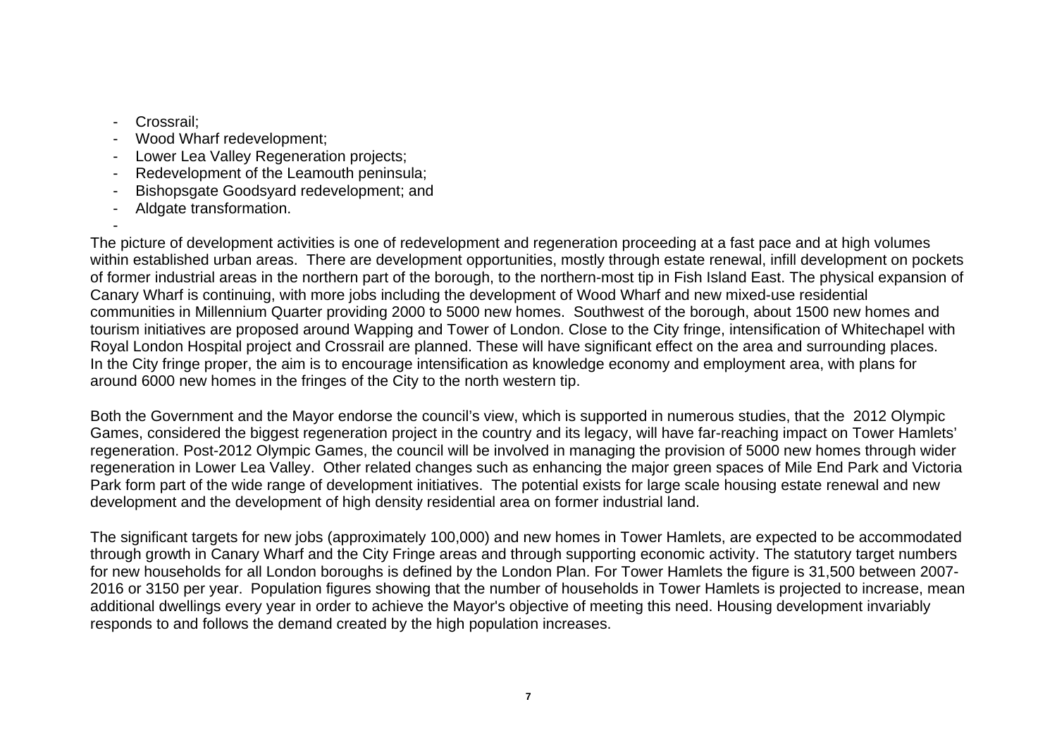- Crossrail;
- Wood Wharf redevelopment;
- Lower Lea Valley Regeneration projects;
- Redevelopment of the Leamouth peninsula;
- Bishopsgate Goodsyard redevelopment; and
- Aldgate transformation.

The picture of development activities is one of redevelopment and regeneration proceeding at a fast pace and at high volumes within established urban areas. There are development opportunities, mostly through estate renewal, infill development on pockets of former industrial areas in the northern part of the borough, to the northern-most tip in Fish Island East. The physical expansion of Canary Wharf is continuing, with more jobs including the development of Wood Wharf and new mixed-use residential communities in Millennium Quarter providing 2000 to 5000 new homes. Southwest of the borough, about 1500 new homes and tourism initiatives are proposed around Wapping and Tower of London. Close to the City fringe, intensification of Whitechapel with Royal London Hospital project and Crossrail are planned. These will have significant effect on the area and surrounding places. In the City fringe proper, the aim is to encourage intensification as knowledge economy and employment area, with plans for around 6000 new homes in the fringes of the City to the north western tip.

Both the Government and the Mayor endorse the council's view, which is supported in numerous studies, that the 2012 Olympic Games, considered the biggest regeneration project in the country and its legacy, will have far-reaching impact on Tower Hamlets' regeneration. Post-2012 Olympic Games, the council will be involved in managing the provision of 5000 new homes through wider regeneration in Lower Lea Valley. Other related changes such as enhancing the major green spaces of Mile End Park and Victoria Park form part of the wide range of development initiatives. The potential exists for large scale housing estate renewal and new development and the development of high density residential area on former industrial land.

The significant targets for new jobs (approximately 100,000) and new homes in Tower Hamlets, are expected to be accommodated through growth in Canary Wharf and the City Fringe areas and through supporting economic activity. The statutory target numbers for new households for all London boroughs is defined by the London Plan. For Tower Hamlets the figure is 31,500 between 2007-2016 or 3150 per year. Population figures showing that the number of households in Tower Hamlets is projected to increase, mean additional dwellings every year in order to achieve the Mayor's objective of meeting this need. Housing development invariably responds to and follows the demand created by the high population increases.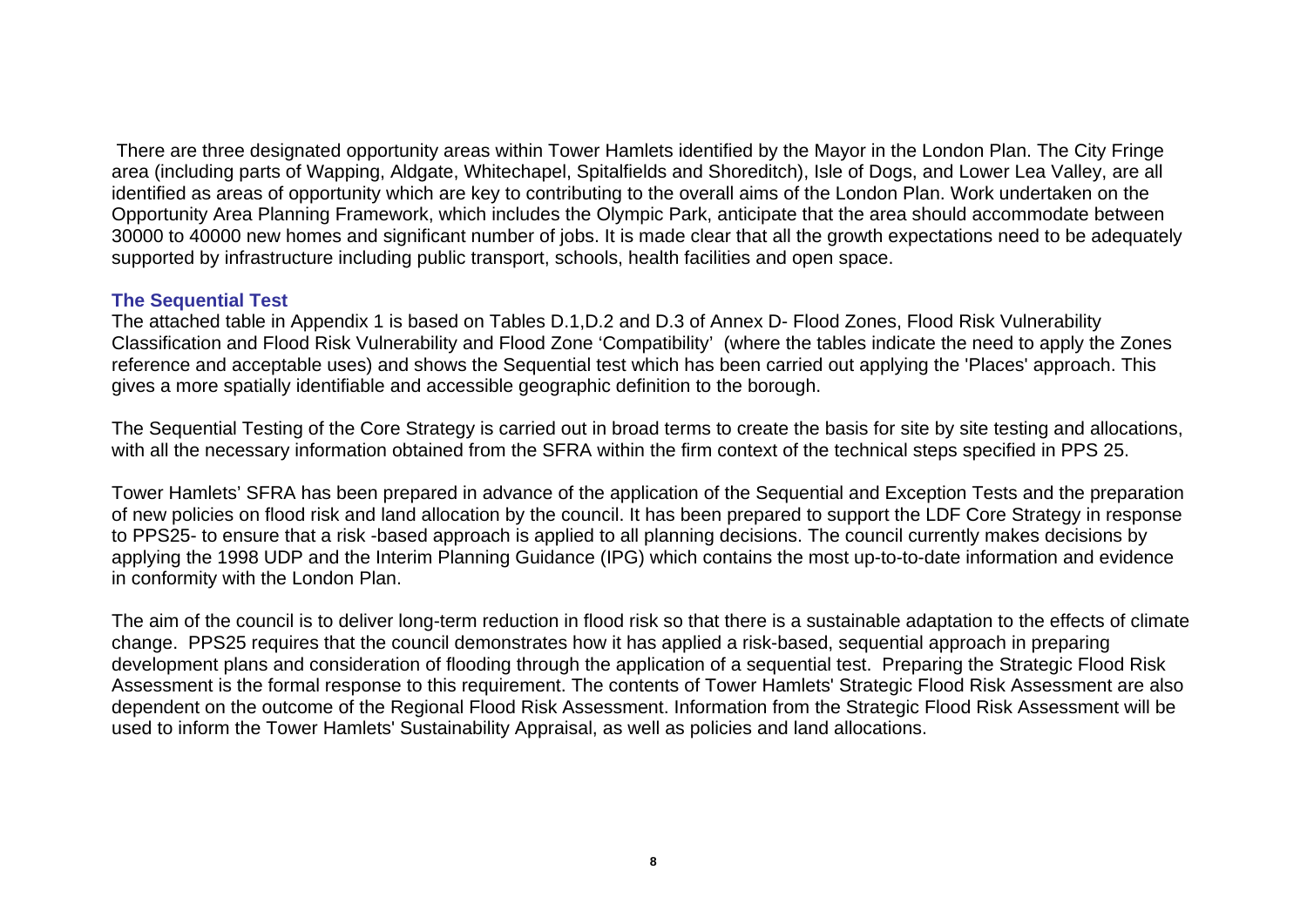There are three designated opportunity areas within Tower Hamlets identified by the Mayor in the London Plan. The City Fringe area (including parts of Wapping, Aldgate, Whitechapel, Spitalfields and Shoreditch), Isle of Dogs, and Lower Lea Valley, are all identified as areas of opportunity which are key to contributing to the overall aims of the London Plan. Work undertaken on the Opportunity Area Planning Framework, which includes the Olympic Park, anticipate that the area should accommodate between 30000 to 40000 new homes and significant number of jobs. It is made clear that all the growth expectations need to be adequately supported by infrastructure including public transport, schools, health facilities and open space.

### The Sequential Test

The attached table in Appendix 1 is based on Tables D.1,D.2 and D.3 of Annex D- Flood Zones, Flood Risk Vulnerability Classification and Flood Risk Vulnerability and Flood Zone 'Compatibility' (where the tables indicate the need to apply the Zones reference and acceptable uses) and shows the Sequential test which has been carried out applying the 'Places' approach. This gives a more spatially identifiable and accessible geographic definition to the borough.

The Sequential Testing of the Core Strategy is carried out in broad terms to create the basis for site by site testing and allocations, with all the necessary information obtained from the SFRA within the firm context of the technical steps specified in PPS 25.

Tower Hamlets' SFRA has been prepared in advance of the application of the Sequential and Exception Tests and the preparation of new policies on flood risk and land allocation by the council. It has been prepared to support the LDF Core Strategy in response to PPS25- to ensure that a risk -based approach is applied to all planning decisions. The council currently makes decisions by applying the 1998 UDP and the Interim Planning Guidance (IPG) which contains the most up-to-to-date information and evidence in conformity with the London Plan.

The aim of the council is to deliver long-term reduction in flood risk so that there is a sustainable adaptation to the effects of climate change. PPS25 requires that the council demonstrates how it has applied a risk-based, sequential approach in preparing development plans and consideration of flooding through the application of a sequential test. Preparing the Strategic Flood Risk Assessment is the formal response to this requirement. The contents of Tower Hamlets' Strategic Flood Risk Assessment are also dependent on the outcome of the Regional Flood Risk Assessment. Information from the Strategic Flood Risk Assessment will be used to inform the Tower Hamlets' Sustainability Appraisal, as well as policies and land allocations.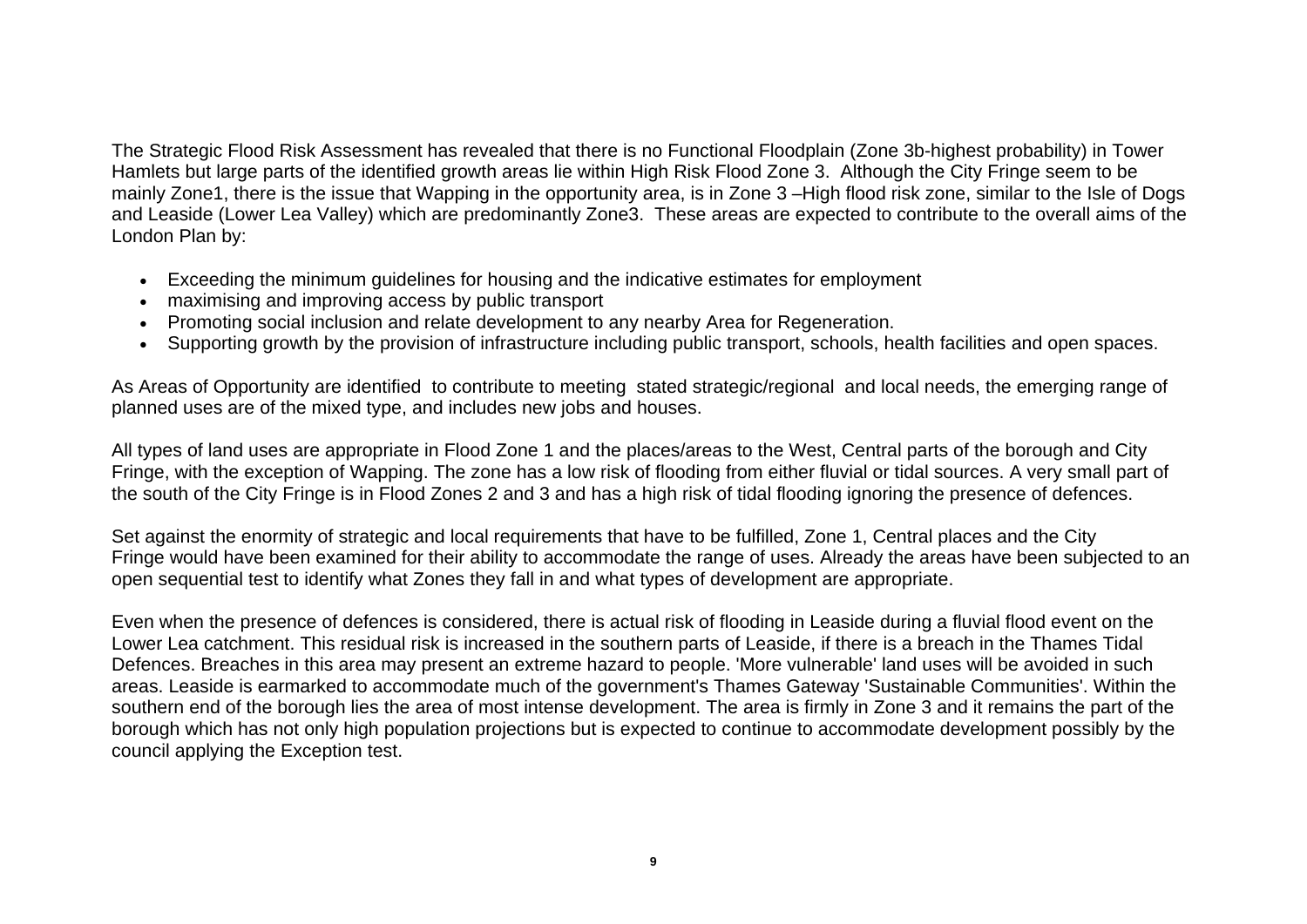The Strategic Flood Risk Assessment has revealed that there is no Functional Floodplain (Zone 3b-highest probability) in Tower Hamlets but large parts of the identified growth areas lie within High Risk Flood Zone 3. Although the City Fringe seem to be mainly Zone1, there is the issue that Wapping in the opportunity area, is in Zone 3 –High flood risk zone, similar to the Isle of Dogs and Leaside (Lower Lea Valley) which are predominantly Zone3. These areas are expected to contribute to the overall aims of the London Plan by:

- Exceeding the minimum guidelines for housing and the indicative estimates for employment
- maximising and improving access by public transport
- Promoting social inclusion and relate development to any nearby Area for Regeneration.
- Supporting growth by the provision of infrastructure including public transport, schools, health facilities and open spaces.

As Areas of Opportunity are identified to contribute to meeting stated strategic/regional and local needs, the emerging range of planned uses are of the mixed type, and includes new jobs and houses.

All types of land uses are appropriate in Flood Zone 1 and the places/areas to the West, Central parts of the borough and City Fringe, with the exception of Wapping. The zone has a low risk of flooding from either fluvial or tidal sources. A very small part of the south of the City Fringe is in Flood Zones 2 and 3 and has a high risk of tidal flooding ignoring the presence of defences.

Set against the enormity of strategic and local requirements that have to be fulfilled, Zone 1, Central places and the City Fringe would have been examined for their ability to accommodate the range of uses. Already the areas have been subjected to an open sequential test to identify what Zones they fall in and what types of development are appropriate.

Even when the presence of defences is considered, there is actual risk of flooding in Leaside during a fluvial flood event on the Lower Lea catchment. This residual risk is increased in the southern parts of Leaside, if there is a breach in the Thames Tidal Defences. Breaches in this area may present an extreme hazard to people. 'More vulnerable' land uses will be avoided in such areas. Leaside is earmarked to accommodate much of the government's Thames Gateway 'Sustainable Communities'. Within the southern end of the borough lies the area of most intense development. The area is firmly in Zone 3 and it remains the part of the borough which has not only high population projections but is expected to continue to accommodate development possibly by the council applying the Exception test.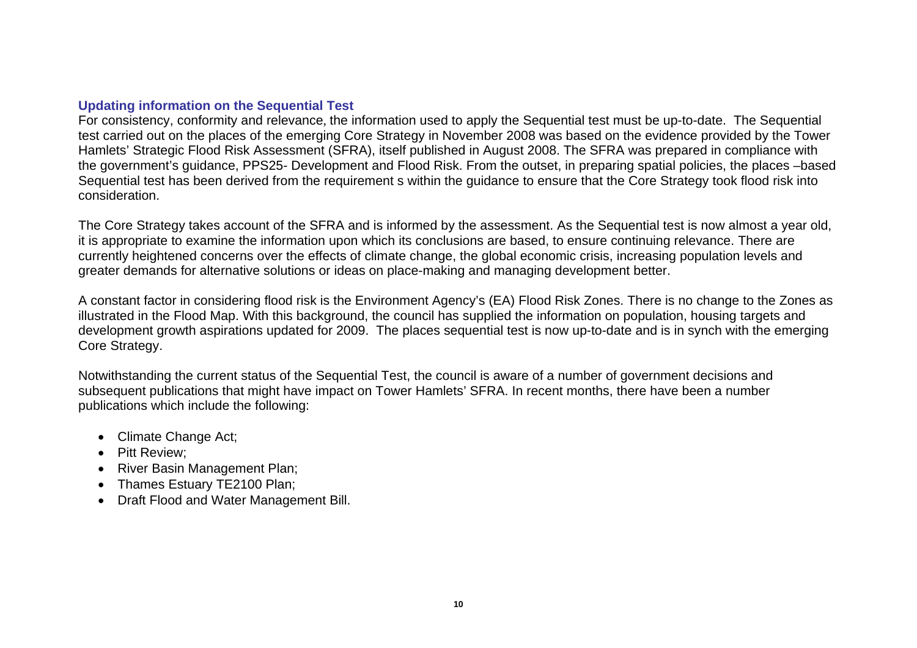### Updating information on the Sequential Test

For consistency, conformity and relevance, the information used to apply the Sequential test must be up-to-date. The Sequential test carried out on the places of the emerging Core Strategy in November 2008 was based on the evidence provided by the Tower Hamlets' Strategic Flood Risk Assessment (SFRA), itself published in August 2008. The SFRA was prepared in compliance with the government's guidance, PPS25- Development and Flood Risk. From the outset, in preparing spatial policies, the places –based Sequential test has been derived from the requirement s within the guidance to ensure that the Core Strategy took flood risk into consideration.

The Core Strategy takes account of the SFRA and is informed by the assessment. As the Sequential test is now almost a year old, it is appropriate to examine the information upon which its conclusions are based, to ensure continuing relevance. There are currently heightened concerns over the effects of climate change, the global economic crisis, increasing population levels and greater demands for alternative solutions or ideas on place-making and managing development better.

A constant factor in considering flood risk is the Environment Agency's (EA) Flood Risk Zones. There is no change to the Zones as illustrated in the Flood Map. With this background, the council has supplied the information on population, housing targets and development growth aspirations updated for 2009. The places sequential test is now up-to-date and is in synch with the emerging Core Strategy.

Notwithstanding the current status of the Sequential Test, the council is aware of a number of government decisions and subsequent publications that might have impact on Tower Hamlets' SFRA. In recent months, there have been a number publications which include the following:

- Climate Change Act;
- Pitt Review;
- River Basin Management Plan;
- Thames Estuary TE2100 Plan;
- Draft Flood and Water Management Bill.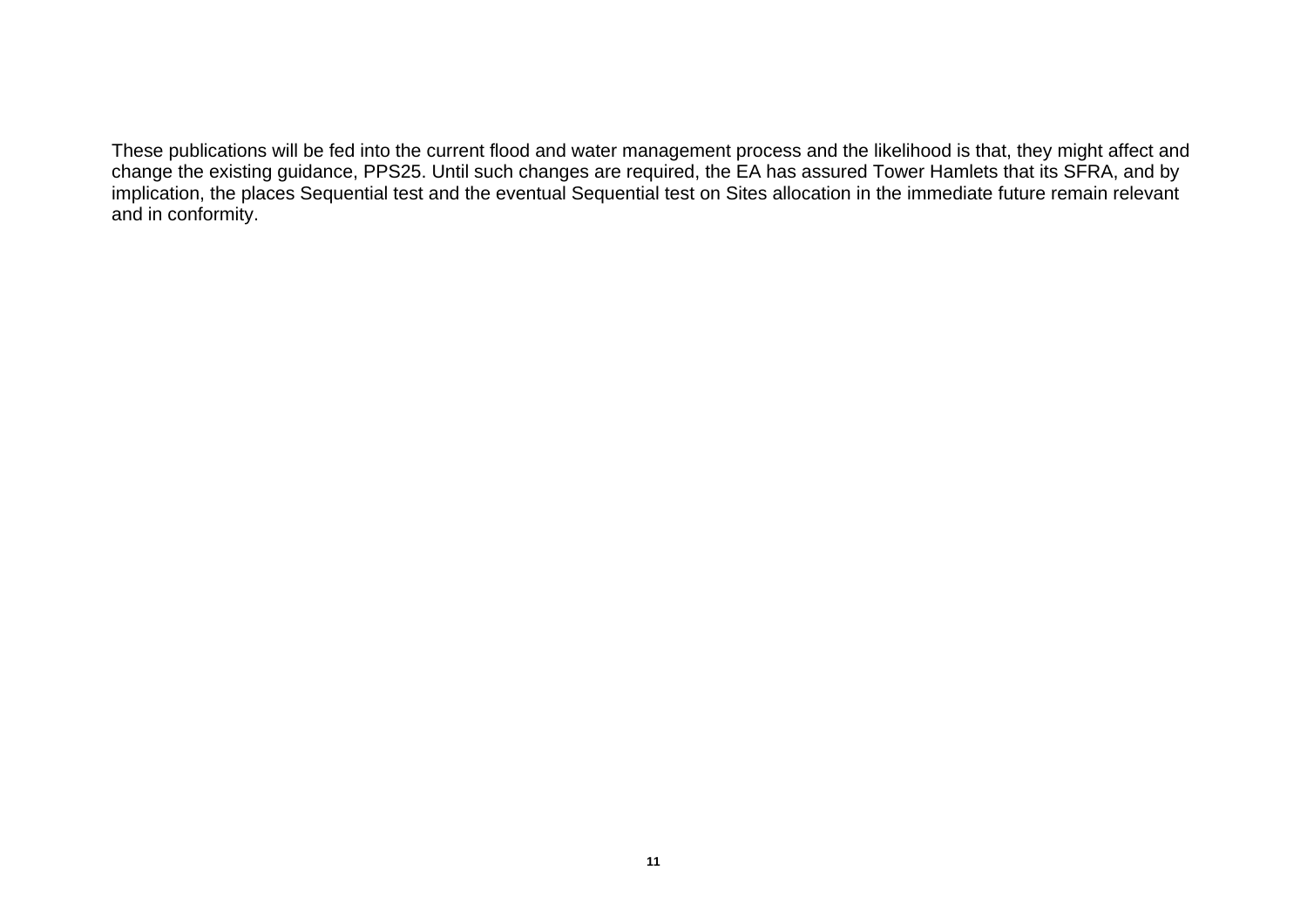These publications will be fed into the current flood and water management process and the likelihood is that, they might affect and change the existing guidance, PPS25. Until such changes are required, the EA has assured Tower Hamlets that its SFRA, and by implication, the places Sequential test and the eventual Sequential test on Sites allocation in the immediate future remain relevant and in conformity.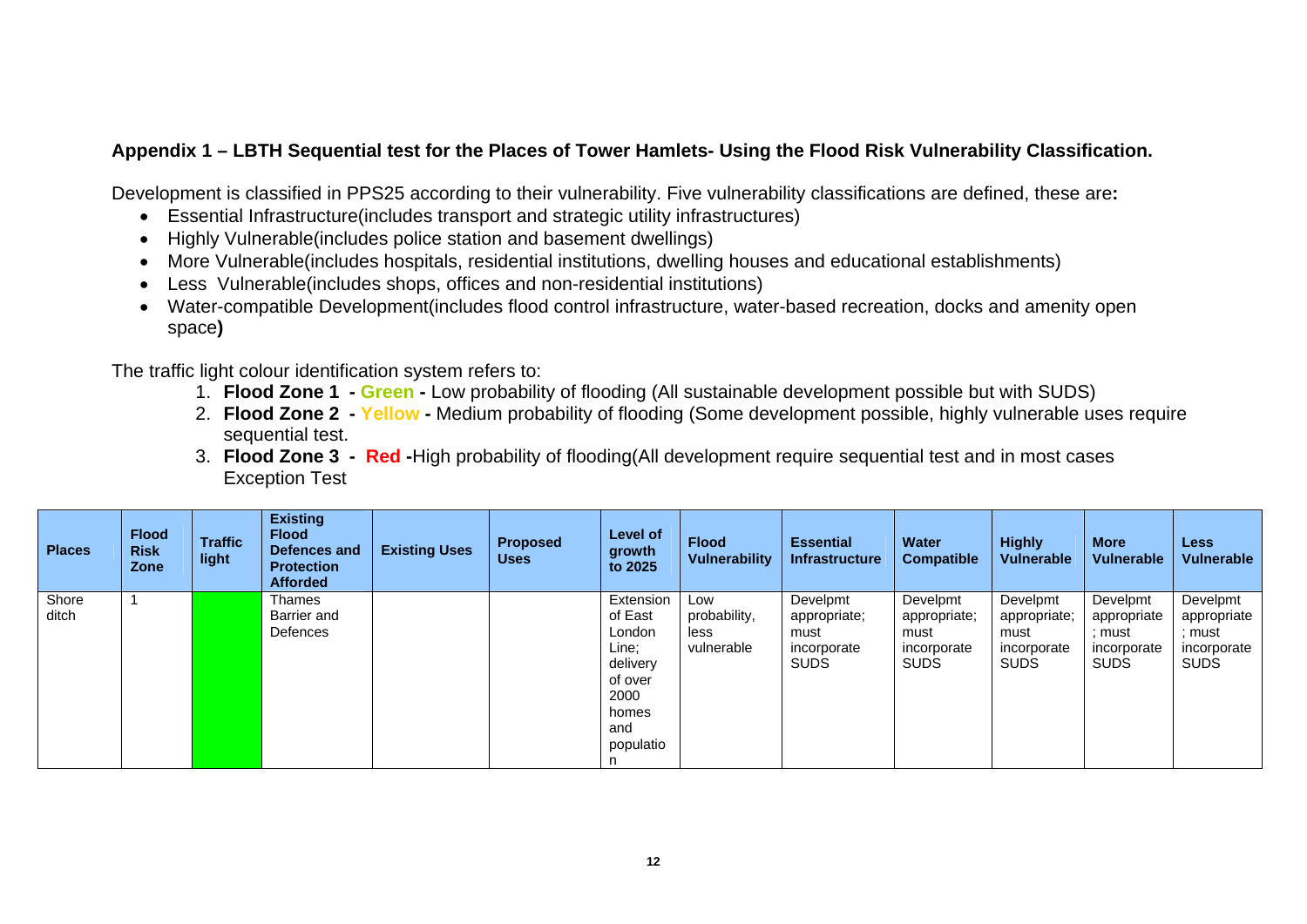**Appendix 1 – LBTH Sequential test for the Places of Tower Hamlets- Using the Flood Risk Vulnerability Classification.**

Development is classified in PPS25 according to their vulnerability. Five vulnerability classifications are defined, these are**:**

- Essential Infrastructure(includes transport and strategic utility infrastructures)
- Highly Vulnerable(includes police station and basement dwellings)
- More Vulnerable(includes hospitals, residential institutions, dwelling houses and educational establishments)
- Less Vulnerable(includes shops, offices and non-residential institutions)
- Water-compatible Development(includes flood control infrastructure, water-based recreation, docks and amenity open space**)**

The traffic light colour identification system refers to:

1. **Flood Zone 1 - Green -** Low probability of flooding (All sustainable development possible but with SUDS)
2. **Flood Zone 2 - Yellow -** Medium probability of flooding (Some development possible, highly vulnerable uses require sequential test.
3. **Flood Zone 3 - Red -**High probability of flooding(All development require sequential test and in most cases Exception Test

| Places | Flood Risk Zone | Traffic light | Existing Flood Defences and Protection Afforded | Existing Uses | Proposed Uses | Level of growth to 2025 | Flood Vulnerability | Essential Infrastructure | Water Compatible | Highly Vulnerable | More Vulnerable | Less Vulnerable |
|---|---|---|---|---|---|---|---|---|---|---|---|---|
| Shore ditch | 1 | | Thames Barrier and Defences | | | Extension of East London Line; delivery of over 2000 homes and population | Low probability, less vulnerable | Develpmt appropriate; must incorporate SUDS | Develpmt appropriate; must incorporate SUDS | Develpmt appropriate; must incorporate SUDS | Develpmt appropriate; must incorporate SUDS | Develpmt appropriate; must incorporate SUDS |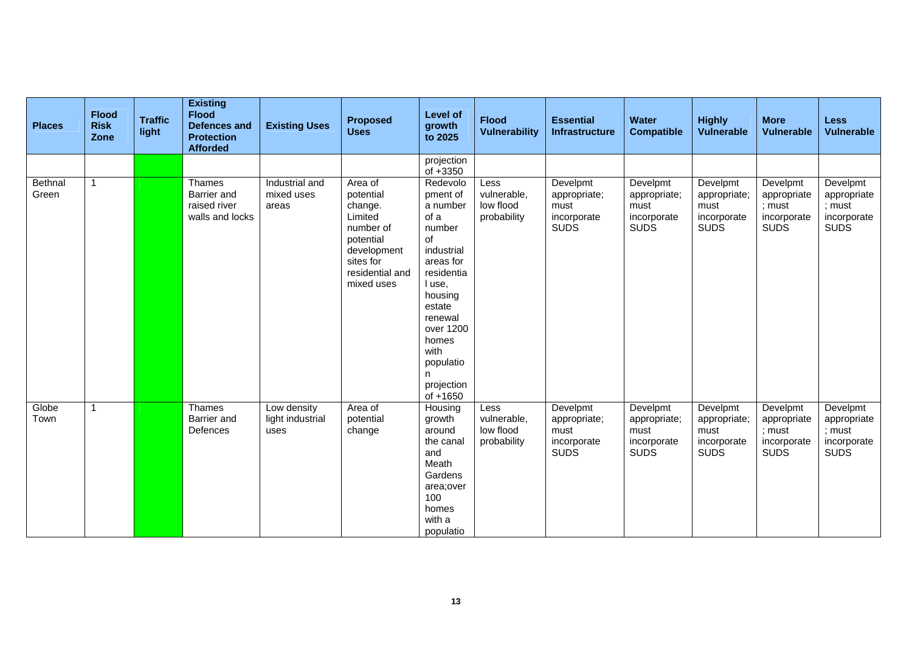| Places | Flood Risk Zone | Traffic light | Existing Flood Defences and Protection Afforded | Existing Uses | Proposed Uses | Level of growth to 2025 | Flood Vulnerability | Essential Infrastructure | Water Compatible | Highly Vulnerable | More Vulnerable | Less Vulnerable |
|---|---|---|---|---|---|---|---|---|---|---|---|---|
| | | | | | | projection of +3350 | | | | | | |
| Bethnal Green | 1 | | Thames Barrier and raised river walls and locks | Industrial and mixed uses areas | Area of potential change. Limited number of potential development sites for residential and mixed uses | Redevolopment of a number of a number of industrial areas for residential use, housing estate renewal over 1200 homes with population projection of +1650 | Less vulnerable, low flood probability | Develpmt appropriate; must incorporate SUDS | Develpmt appropriate; must incorporate SUDS | Develpmt appropriate; must incorporate SUDS | Develpmt appropriate ; must incorporate SUDS | Develpmt appropriate ; must incorporate SUDS |
| Globe Town | 1 | | Thames Barrier and Defences | Low density light industrial uses | Area of potential change | Housing growth around the canal and Meath Gardens area;over 100 homes with a populatio | Less vulnerable, low flood probability | Develpmt appropriate; must incorporate SUDS | Develpmt appropriate; must incorporate SUDS | Develpmt appropriate; must incorporate SUDS | Develpmt appropriate ; must incorporate SUDS | Develpmt appropriate ; must incorporate SUDS |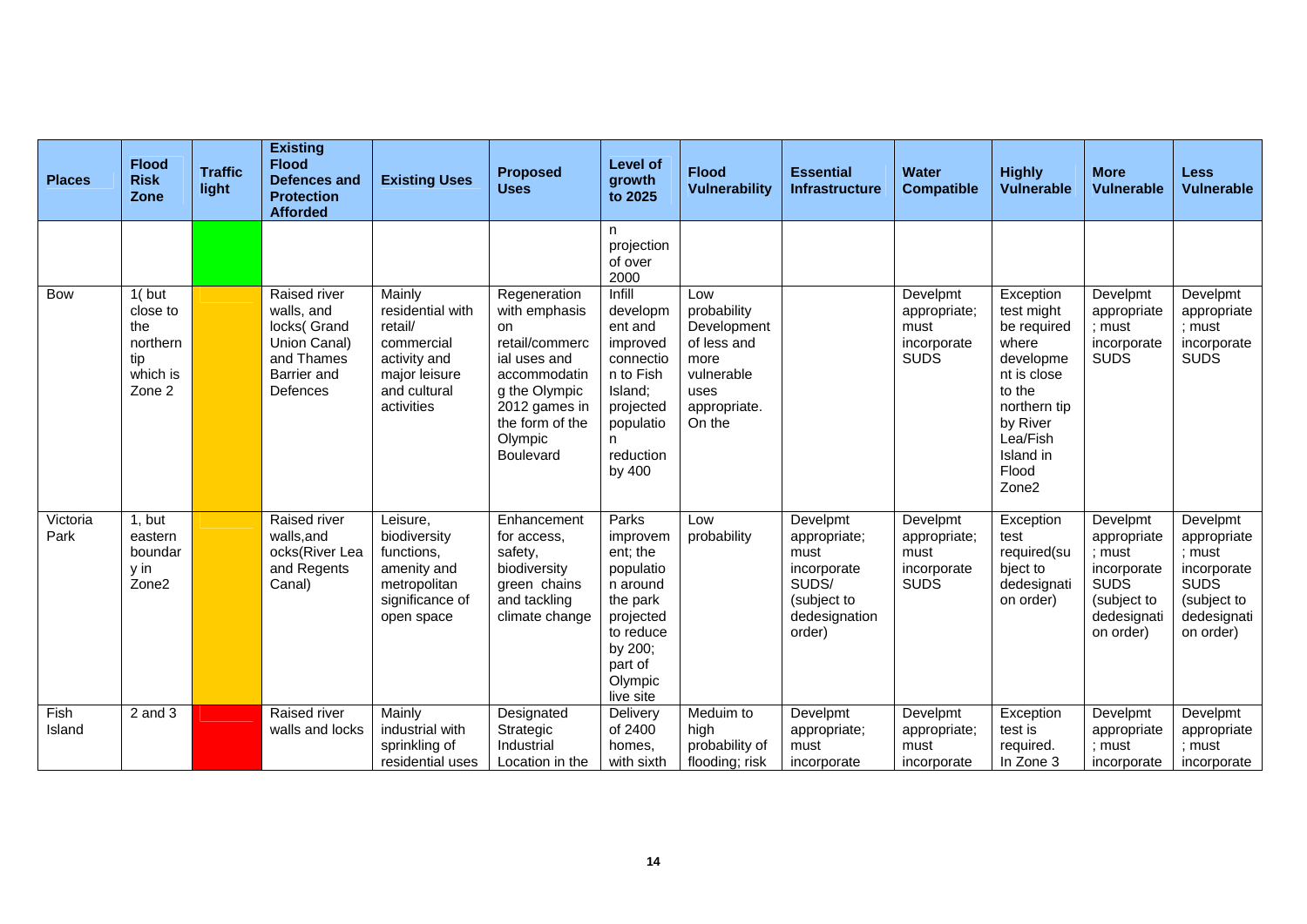| Places | Flood Risk Zone | Traffic light | Existing Flood Defences and Protection Afforded | Existing Uses | Proposed Uses | Level of growth to 2025 | Flood Vulnerability | Essential Infrastructure | Water Compatible | Highly Vulnerable | More Vulnerable | Less Vulnerable |
|---|---|---|---|---|---|---|---|---|---|---|---|---|
| | | | | | | n projection of over 2000 | | | | | | |
| Bow | 1( but close to the northern tip which is Zone 2 | | Raised river walls, and locks( Grand Union Canal) and Thames Barrier and Defences | Mainly residential with retail/ commercial activity and major leisure and cultural activities | Regeneration with emphasis on retail/commercial uses and accommodating the Olympic 2012 games in the form of the Olympic Boulevard | Infill development and improved connection to Fish Island; projected population reduction by 400 | Low probability Development of less and more vulnerable uses appropriate. On the | | Develpmt appropriate; must incorporate SUDS | Exception test might be required where development is close to the northern tip by River Lea/Fish Island in Flood Zone2 | Develpmt appropriate ; must incorporate SUDS | Develpmt appropriate ; must incorporate SUDS |
| Victoria Park | 1, but eastern boundary in Zone2 | | Raised river walls,and ocks(River Lea and Regents Canal) | Leisure, biodiversity functions, amenity and metropolitan significance of open space | Enhancement for access, safety, biodiversity green chains and tackling climate change | Parks improvement; the population around the park projected to reduce by 200; part of Olympic live site | Low probability | Develpmt appropriate; must incorporate SUDS/ (subject to dedesignation order) | Develpmt appropriate; must incorporate SUDS | Exception test required(subject to dedesignation order) | Develpmt appropriate ; must incorporate SUDS (subject to dedesignation order) | Develpmt appropriate ; must incorporate SUDS (subject to dedesignation order) |
| Fish Island | 2 and 3 | | Raised river walls and locks | Mainly industrial with sprinkling of residential uses | Designated Strategic Industrial Location in the | Delivery of 2400 homes, with sixth | Meduim to high probability of flooding; risk | Develpmt appropriate; must incorporate | Develpmt appropriate; must incorporate | Exception test is required. In Zone 3 | Develpmt appropriate ; must incorporate | Develpmt appropriate ; must incorporate |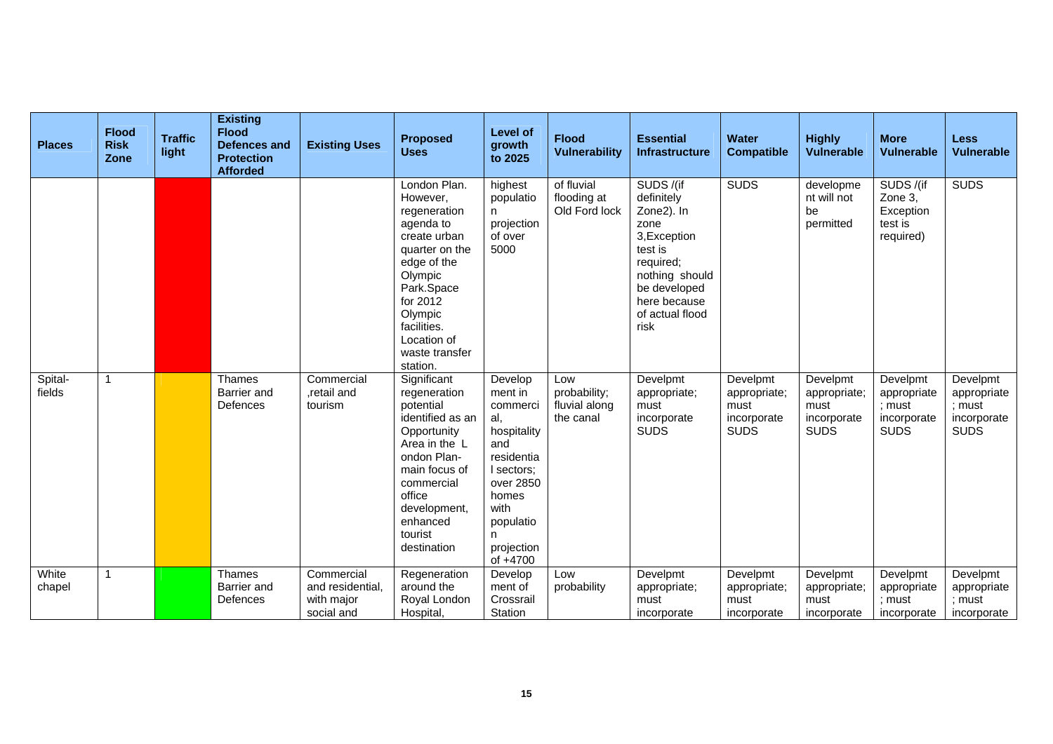| Places | Flood Risk Zone | Traffic light | Existing Flood Defences and Protection Afforded | Existing Uses | Proposed Uses | Level of growth to 2025 | Flood Vulnerability | Essential Infrastructure | Water Compatible | Highly Vulnerable | More Vulnerable | Less Vulnerable |
|---|---|---|---|---|---|---|---|---|---|---|---|---|
| | | | | | London Plan. However, regeneration agenda to create urban quarter on the edge of the Olympic Park.Space for 2012 Olympic facilities. Location of waste transfer station. | highest population projection of over 5000 | of fluvial flooding at Old Ford lock | SUDS /(if definitely Zone2). In zone 3,Exception test is required; nothing should be developed here because of actual flood risk | SUDS | development will not be permitted | SUDS /(if Zone 3, Exception test is required) | SUDS |
| Spital-fields | 1 | | Thames Barrier and Defences | Commercial ,retail and tourism | Significant regeneration potential identified as an Opportunity Area in the L ondon Plan-main focus of commercial office development, enhanced tourist destination | Development in commercial, hospitality and residential sectors; over 2850 homes with population projection of +4700 | Low probability; fluvial along the canal | Develpmt appropriate; must incorporate SUDS | Develpmt appropriate; must incorporate SUDS | Develpmt appropriate; must incorporate SUDS | Develpmt appropriate ; must incorporate SUDS | Develpmt appropriate ; must incorporate SUDS |
| White chapel | 1 | | Thames Barrier and Defences | Commercial and residential, with major social and | Regeneration around the Royal London Hospital, | Development of Crossrail Station | Low probability | Develpmt appropriate; must incorporate | Develpmt appropriate; must incorporate | Develpmt appropriate; must incorporate | Develpmt appropriate ; must incorporate | Develpmt appropriate ; must incorporate |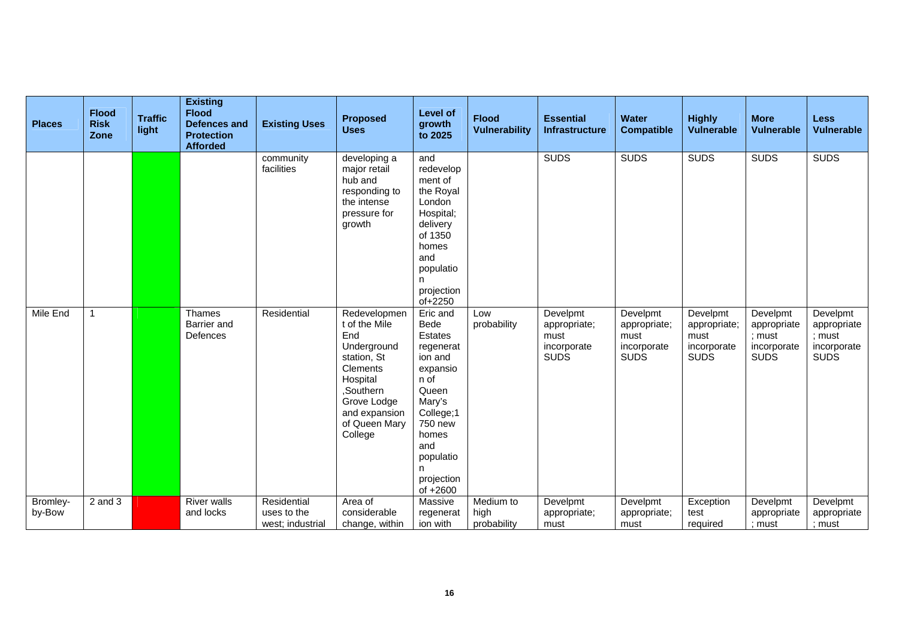| Places | Flood Risk Zone | Traffic light | Existing Flood Defences and Protection Afforded | Existing Uses | Proposed Uses | Level of growth to 2025 | Flood Vulnerability | Essential Infrastructure | Water Compatible | Highly Vulnerable | More Vulnerable | Less Vulnerable |
|---|---|---|---|---|---|---|---|---|---|---|---|---|
| | | | | community facilities | developing a major retail hub and responding to the intense pressure for growth | and redevelopment of the Royal London Hospital; delivery of 1350 homes and population projection of+2250 | | SUDS | SUDS | SUDS | SUDS | SUDS |
| Mile End | 1 | | Thames Barrier and Defences | Residential | Redevelopment of the Mile End Underground station, St Clements Hospital ,Southern Grove Lodge and expansion of Queen Mary College | Eric and Bede Estates regeneration and expansion of Queen Mary's College;1 750 new homes and population projection of +2600 | Low probability | Develpmt appropriate; must incorporate SUDS | Develpmt appropriate; must incorporate SUDS | Develpmt appropriate; must incorporate SUDS | Develpmt appropriate ; must incorporate SUDS | Develpmt appropriate ; must incorporate SUDS |
| Bromley-by-Bow | 2 and 3 | | River walls and locks | Residential uses to the west; industrial | Area of considerable change, within | Massive regeneration with | Medium to high probability | Develpmt appropriate; must | Develpmt appropriate; must | Exception test required | Develpmt appropriate ; must | Develpmt appropriate ; must |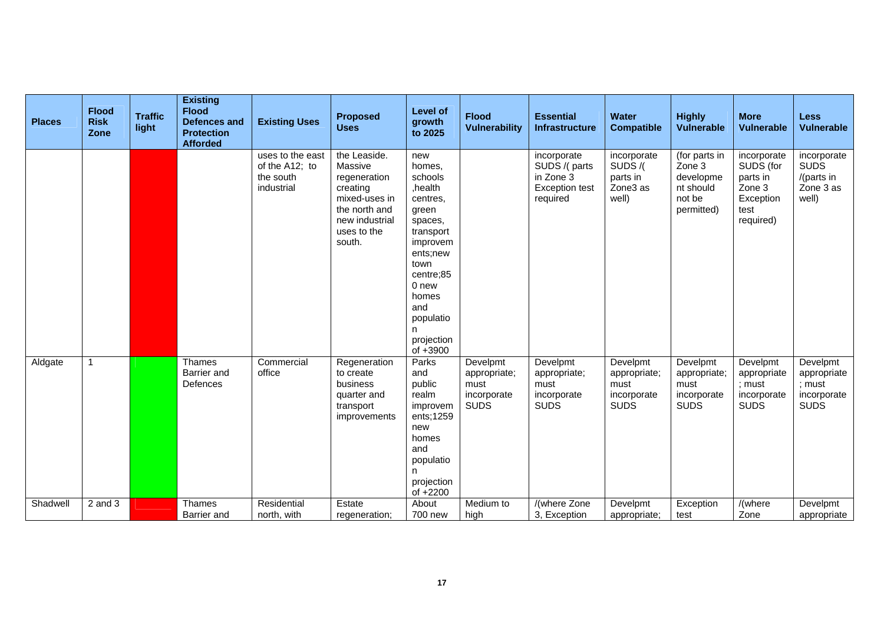| Places | Flood Risk Zone | Traffic light | Existing Flood Defences and Protection Afforded | Existing Uses | Proposed Uses | Level of growth to 2025 | Flood Vulnerability | Essential Infrastructure | Water Compatible | Highly Vulnerable | More Vulnerable | Less Vulnerable |
|---|---|---|---|---|---|---|---|---|---|---|---|---|
| | | | | uses to the east of the A12; to the south industrial | the Leaside. Massive regeneration creating mixed-uses in the north and new industrial uses to the south. | new homes, schools ,health centres, green spaces, transport improvements;new town centre;850 new homes and population projection of +3900 | | incorporate SUDS /( parts in Zone 3 Exception test required | incorporate SUDS /( parts in Zone3 as well) | (for parts in Zone 3 development should not be permitted) | incorporate SUDS (for parts in Zone 3 Exception test required) | incorporate SUDS /(parts in Zone 3 as well) |
| Aldgate | 1 | | Thames Barrier and Defences | Commercial office | Regeneration to create business quarter and transport improvements | Parks and public realm improvements;1259 new homes and population projection of +2200 | Develpmt appropriate; must incorporate SUDS | Develpmt appropriate; must incorporate SUDS | Develpmt appropriate; must incorporate SUDS | Develpmt appropriate; must incorporate SUDS | Develpmt appropriate ; must incorporate SUDS | Develpmt appropriate ; must incorporate SUDS |
| Shadwell | 2 and 3 | | Thames Barrier and | Residential north, with | Estate regeneration; | About 700 new | Medium to high | /(where Zone 3, Exception | Develpmt appropriate; | Exception test | /(where Zone | Develpmt appropriate |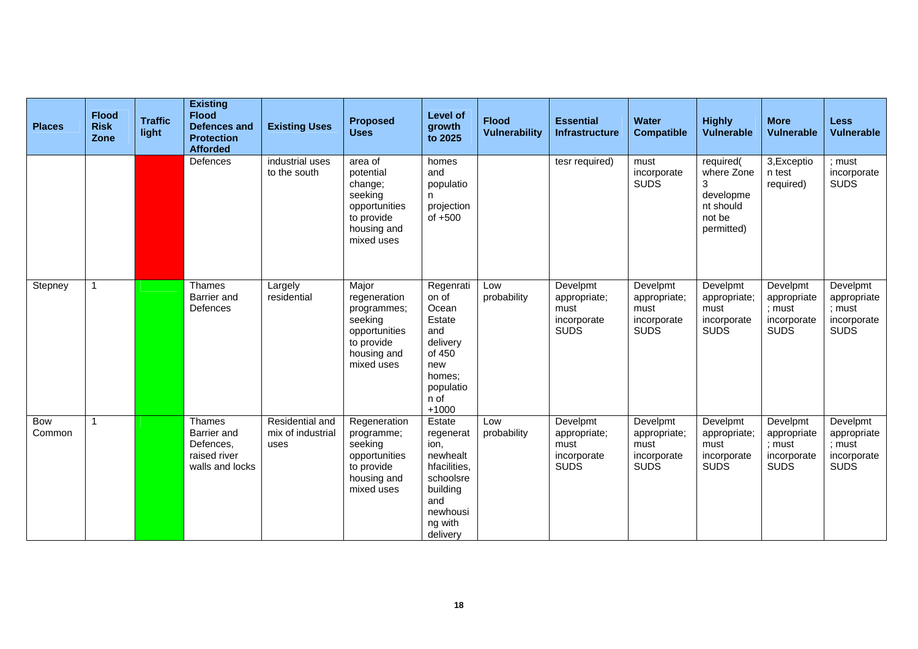| Places | Flood Risk Zone | Traffic light | Existing Flood Defences and Protection Afforded | Existing Uses | Proposed Uses | Level of growth to 2025 | Flood Vulnerability | Essential Infrastructure | Water Compatible | Highly Vulnerable | More Vulnerable | Less Vulnerable |
|---|---|---|---|---|---|---|---|---|---|---|---|---|
| | | | Defences | industrial uses to the south | area of potential change; seeking opportunities to provide housing and mixed uses | homes and population projection of +500 | | tesr required) | must incorporate SUDS | required( where Zone 3 development should not be permitted) | 3,Exception test required) | ; must incorporate SUDS |
| Stepney | 1 | | Thames Barrier and Defences | Largely residential | Major regeneration programmes; seeking opportunities to provide housing and mixed uses | Regenration of Ocean Estate and delivery of 450 new homes; population of +1000 | Low probability | Develpmt appropriate; must incorporate SUDS | Develpmt appropriate; must incorporate SUDS | Develpmt appropriate; must incorporate SUDS | Develpmt appropriate ; must incorporate SUDS | Develpmt appropriate ; must incorporate SUDS |
| Bow Common | 1 | | Thames Barrier and Defences, raised river walls and locks | Residential and mix of industrial uses | Regeneration programme; seeking opportunities to provide housing and mixed uses | Estate regeneration, newhealthfacilities, schoolsrebuilding and newhousing with delivery | Low probability | Develpmt appropriate; must incorporate SUDS | Develpmt appropriate; must incorporate SUDS | Develpmt appropriate; must incorporate SUDS | Develpmt appropriate ; must incorporate SUDS | Develpmt appropriate ; must incorporate SUDS |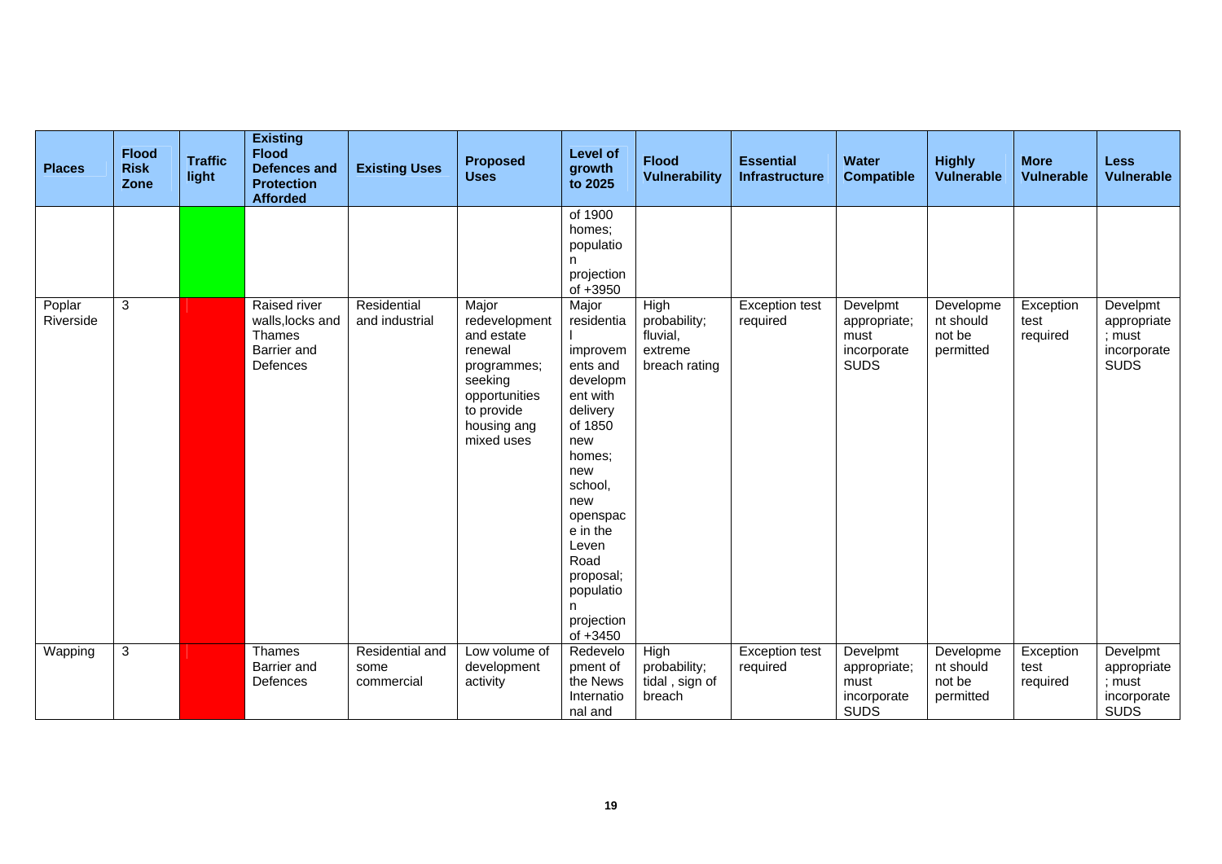| Places | Flood Risk Zone | Traffic light | Existing Flood Defences and Protection Afforded | Existing Uses | Proposed Uses | Level of growth to 2025 | Flood Vulnerability | Essential Infrastructure | Water Compatible | Highly Vulnerable | More Vulnerable | Less Vulnerable |
|---|---|---|---|---|---|---|---|---|---|---|---|---|
| | | | | | | of 1900 homes; population projection of +3950 | | | | | | |
| Poplar Riverside | 3 | | Raised river walls,locks and Thames Barrier and Defences | Residential and industrial | Major redevelopment and estate renewal programmes; seeking opportunities to provide housing ang mixed uses | Major residential improvements and development with delivery of 1850 new homes; new school, new openspace in the Leven Road proposal; population projection of +3450 | High probability; fluvial, extreme breach rating | Exception test required | Develpmt appropriate; must incorporate SUDS | Development should not be permitted | Exception test required | Develpmt appropriate; must incorporate SUDS |
| Wapping | 3 | | Thames Barrier and Defences | Residential and some commercial | Low volume of development activity | Redevelopment of the News International and | High probability; tidal , sign of breach | Exception test required | Develpmt appropriate; must incorporate SUDS | Development should not be permitted | Exception test required | Develpmt appropriate; must incorporate SUDS |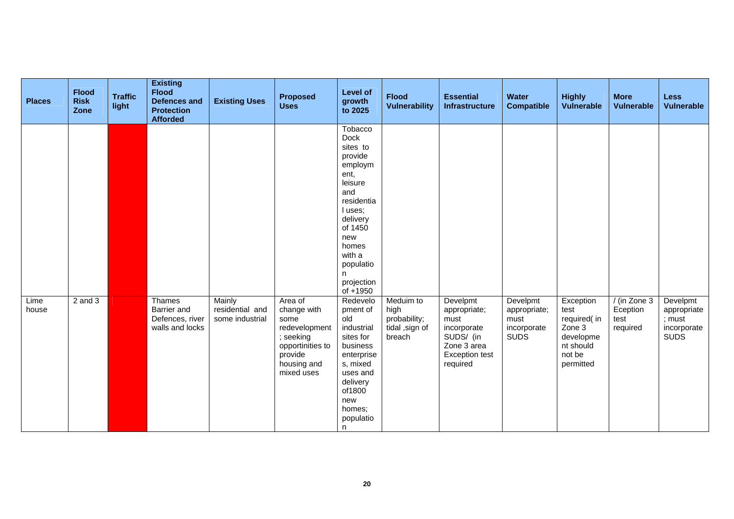| Places | Flood Risk Zone | Traffic light | Existing Flood Defences and Protection Afforded | Existing Uses | Proposed Uses | Level of growth to 2025 | Flood Vulnerability | Essential Infrastructure | Water Compatible | Highly Vulnerable | More Vulnerable | Less Vulnerable |
|---|---|---|---|---|---|---|---|---|---|---|---|---|
| | | | | | | Tobacco Dock sites to provide employment, leisure and residential uses; delivery of 1450 new homes with a population projection of +1950 | | | | | | |
| Lime house | 2 and 3 | | Thames Barrier and Defences, river walls and locks | Mainly residential and some industrial | Area of change with some redevelopment ; seeking opportinities to provide housing and mixed uses | Redevelopment of old industrial sites for business enterprises, mixed uses and delivery of1800 new homes; population | Meduim to high probability; tidal ,sign of breach | Develpmt appropriate; must incorporate SUDS/ (in Zone 3 area Exception test required | Develpmt appropriate; must incorporate SUDS | Exception test required( in Zone 3 development should not be permitted | / (in Zone 3 Eception test required | Develpmt appropriate ; must incorporate SUDS |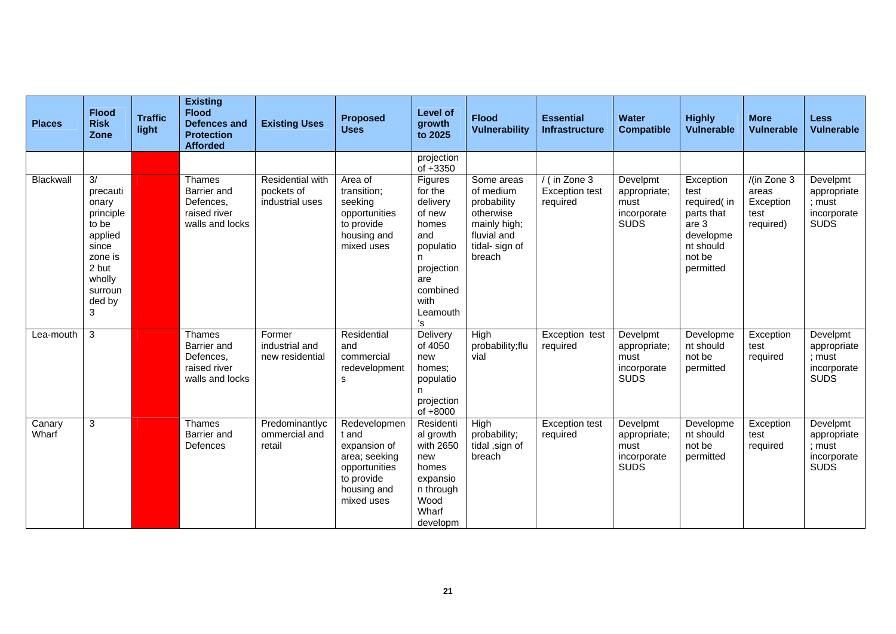| Places | Flood Risk Zone | Traffic light | Existing Flood Defences and Protection Afforded | Existing Uses | Proposed Uses | Level of growth to 2025 | Flood Vulnerability | Essential Infrastructure | Water Compatible | Highly Vulnerable | More Vulnerable | Less Vulnerable |
|---|---|---|---|---|---|---|---|---|---|---|---|---|
| | | | | | | projection of +3350 | | | | | | |
| Blackwall | 3/ precautionary principle to be applied since zone is 2 but wholly surrounded by 3 | | Thames Barrier and Defences, raised river walls and locks | Residential with pockets of industrial uses | Area of transition; seeking opportunities to provide housing and mixed uses | Figures for the delivery of new homes and population projection are combined with Leamouth's | Some areas of medium probability otherwise mainly high; fluvial and tidal- sign of breach | / ( in Zone 3 Exception test required | Develpmt appropriate; must incorporate SUDS | Exception test required( in parts that are 3 development should not be permitted | /(in Zone 3 areas Exception test required) | Develpmt appropriate ; must incorporate SUDS |
| Lea-mouth | 3 | | Thames Barrier and Defences, raised river walls and locks | Former industrial and new residential | Residential and commercial redevelopments | Delivery of 4050 new homes; population projection of +8000 | High probability;fluvial | Exception test required | Develpmt appropriate; must incorporate SUDS | Development should not be permitted | Exception test required | Develpmt appropriate ; must incorporate SUDS |
| Canary Wharf | 3 | | Thames Barrier and Defences | Predominantlycommercial and retail | Redevelopment and expansion of area; seeking opportunities to provide housing and mixed uses | Residential growth with 2650 new homes expansion through Wood Wharf developm | High probability; tidal ,sign of breach | Exception test required | Develpmt appropriate; must incorporate SUDS | Development should not be permitted | Exception test required | Develpmt appropriate ; must incorporate SUDS |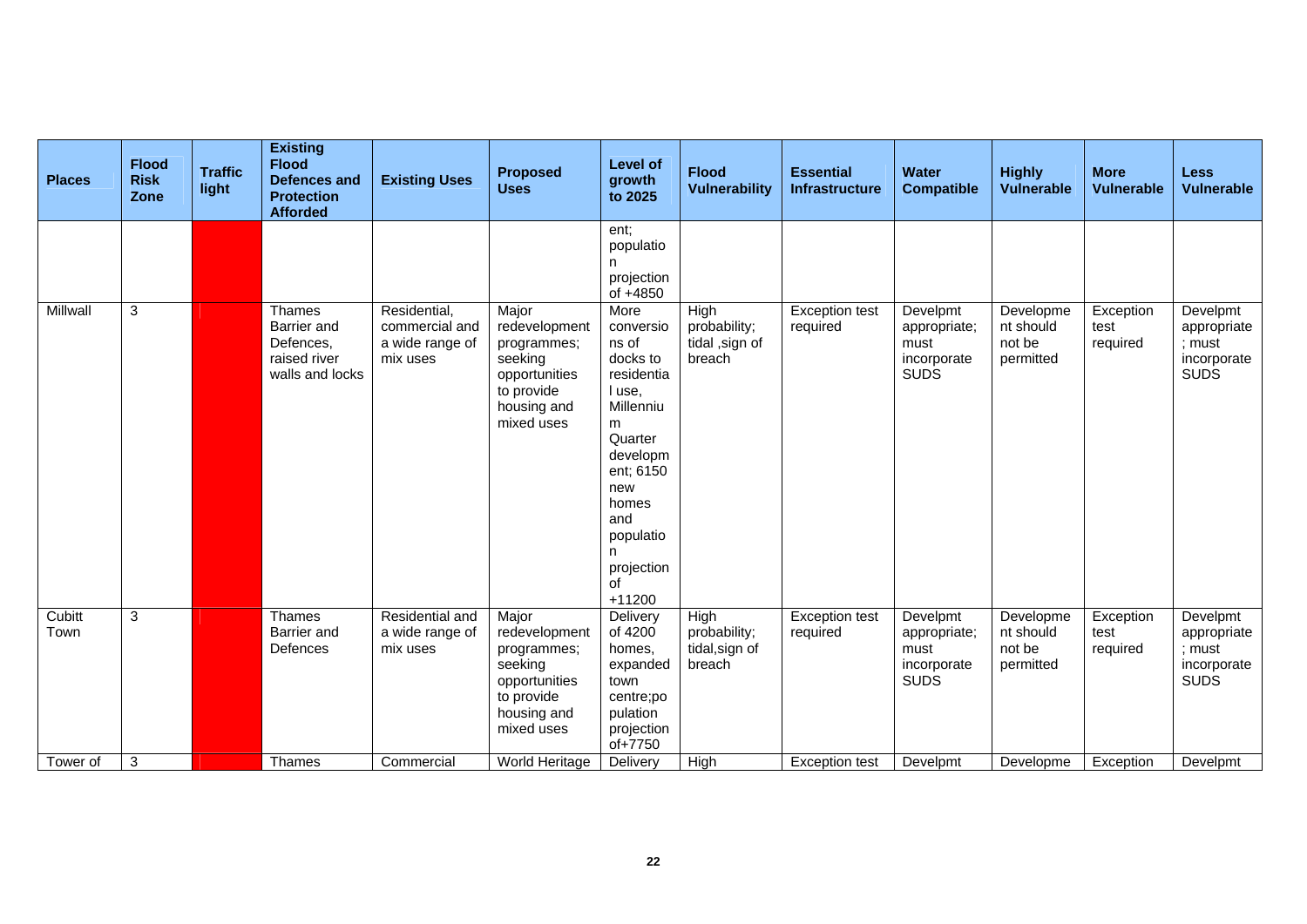| Places | Flood Risk Zone | Traffic light | Existing Flood Defences and Protection Afforded | Existing Uses | Proposed Uses | Level of growth to 2025 | Flood Vulnerability | Essential Infrastructure | Water Compatible | Highly Vulnerable | More Vulnerable | Less Vulnerable |
|---|---|---|---|---|---|---|---|---|---|---|---|---|
| | | | | | | ent; population projection of +4850 | | | | | | |
| Millwall | 3 | | Thames Barrier and Defences, raised river walls and locks | Residential, commercial and a wide range of mix uses | Major redevelopment programmes; seeking opportunities to provide housing and mixed uses | More conversions of docks to residential use, Millennium Quarter development; 6150 new homes and population projection of +11200 | High probability; tidal ,sign of breach | Exception test required | Develpmt appropriate; must incorporate SUDS | Development should not be permitted | Exception test required | Develpmt appropriate ; must incorporate SUDS |
| Cubitt Town | 3 | | Thames Barrier and Defences | Residential and a wide range of mix uses | Major redevelopment programmes; seeking opportunities to provide housing and mixed uses | Delivery of 4200 homes, expanded town centre;population projection of+7750 | High probability; tidal,sign of breach | Exception test required | Develpmt appropriate; must incorporate SUDS | Development should not be permitted | Exception test required | Develpmt appropriate ; must incorporate SUDS |
| Tower of | 3 | | Thames | Commercial | World Heritage | Delivery | High | Exception test | Develpmt | Developme | Exception | Develpmt |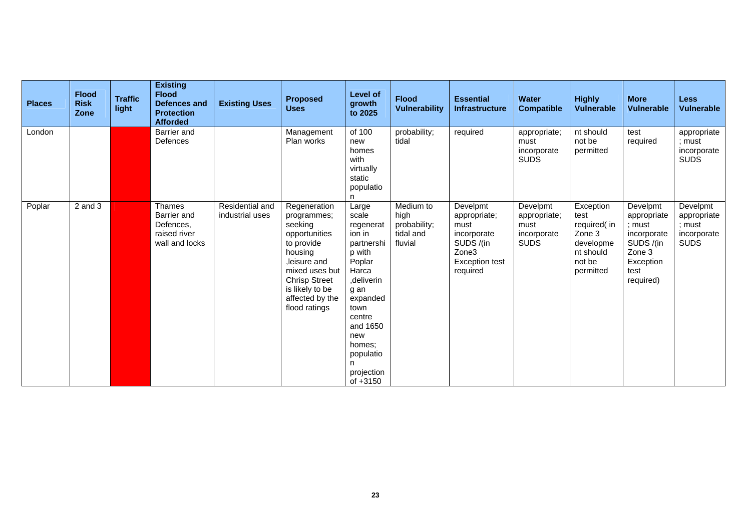| Places | Flood Risk Zone | Traffic light | Existing Flood Defences and Protection Afforded | Existing Uses | Proposed Uses | Level of growth to 2025 | Flood Vulnerability | Essential Infrastructure | Water Compatible | Highly Vulnerable | More Vulnerable | Less Vulnerable |
|---|---|---|---|---|---|---|---|---|---|---|---|---|
| London | | | Barrier and Defences | | Management Plan works | of 100 new homes with virtually static population | probability; tidal | required | appropriate; must incorporate SUDS | nt should not be permitted | test required | appropriate ; must incorporate SUDS |
| Poplar | 2 and 3 | | Thames Barrier and Defences, raised river wall and locks | Residential and industrial uses | Regeneration programmes; seeking opportunities to provide housing ,leisure and mixed uses but Chrisp Street is likely to be affected by the flood ratings | Large scale regeneration in partnership with Poplar Harca ,delivering an expanded town centre and 1650 new homes; population projection of +3150 | Medium to high probability; tidal and fluvial | Develpmt appropriate; must incorporate SUDS /(in Zone3 Exception test required | Develpmt appropriate; must incorporate SUDS | Exception test required( in Zone 3 development should not be permitted | Develpmt appropriate ; must incorporate SUDS /(in Zone 3 Exception test required) | Develpmt appropriate ; must incorporate SUDS |